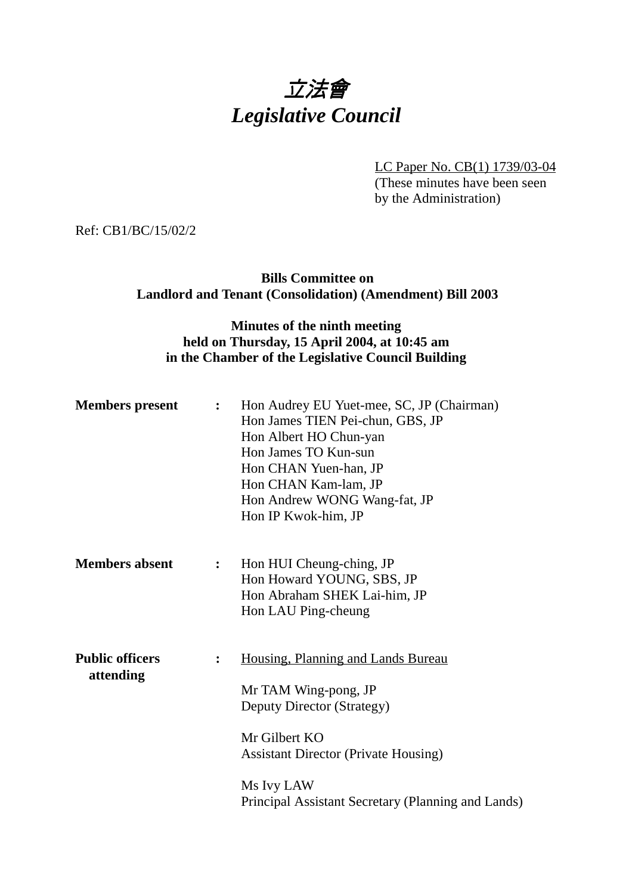# *立法會*
# *Legislative Council*

LC Paper No. CB(1) 1739/03-04
(These minutes have been seen by the Administration)

Ref: CB1/BC/15/02/2

**Bills Committee on**
**Landlord and Tenant (Consolidation) (Amendment) Bill 2003**

**Minutes of the ninth meeting**
**held on Thursday, 15 April 2004, at 10:45 am**
**in the Chamber of the Legislative Council Building**

**Members present** : Hon Audrey EU Yuet-mee, SC, JP (Chairman)
Hon James TIEN Pei-chun, GBS, JP
Hon Albert HO Chun-yan
Hon James TO Kun-sun
Hon CHAN Yuen-han, JP
Hon CHAN Kam-lam, JP
Hon Andrew WONG Wang-fat, JP
Hon IP Kwok-him, JP

**Members absent** : Hon HUI Cheung-ching, JP
Hon Howard YOUNG, SBS, JP
Hon Abraham SHEK Lai-him, JP
Hon LAU Ping-cheung

**Public officers attending** : Housing, Planning and Lands Bureau

Mr TAM Wing-pong, JP
Deputy Director (Strategy)

Mr Gilbert KO
Assistant Director (Private Housing)

Ms Ivy LAW
Principal Assistant Secretary (Planning and Lands)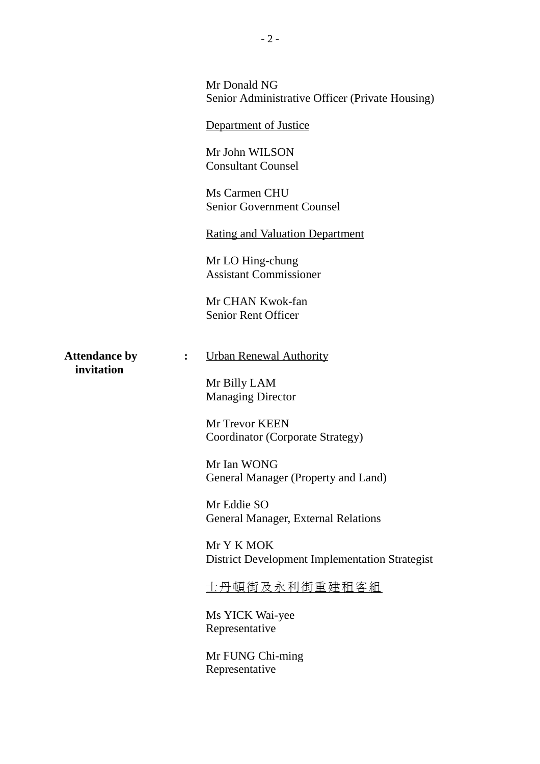Mr Donald NG
Senior Administrative Officer (Private Housing)

<u>Department of Justice</u>

Mr John WILSON
Consultant Counsel

Ms Carmen CHU
Senior Government Counsel

<u>Rating and Valuation Department</u>

Mr LO Hing-chung
Assistant Commissioner

Mr CHAN Kwok-fan
Senior Rent Officer

**Attendance by invitation** : <u>Urban Renewal Authority</u>

Mr Billy LAM
Managing Director

Mr Trevor KEEN
Coordinator (Corporate Strategy)

Mr Ian WONG
General Manager (Property and Land)

Mr Eddie SO
General Manager, External Relations

Mr Y K MOK
District Development Implementation Strategist

<u>士丹頓街及永利街重建租客組</u>

Ms YICK Wai-yee
Representative

Mr FUNG Chi-ming
Representative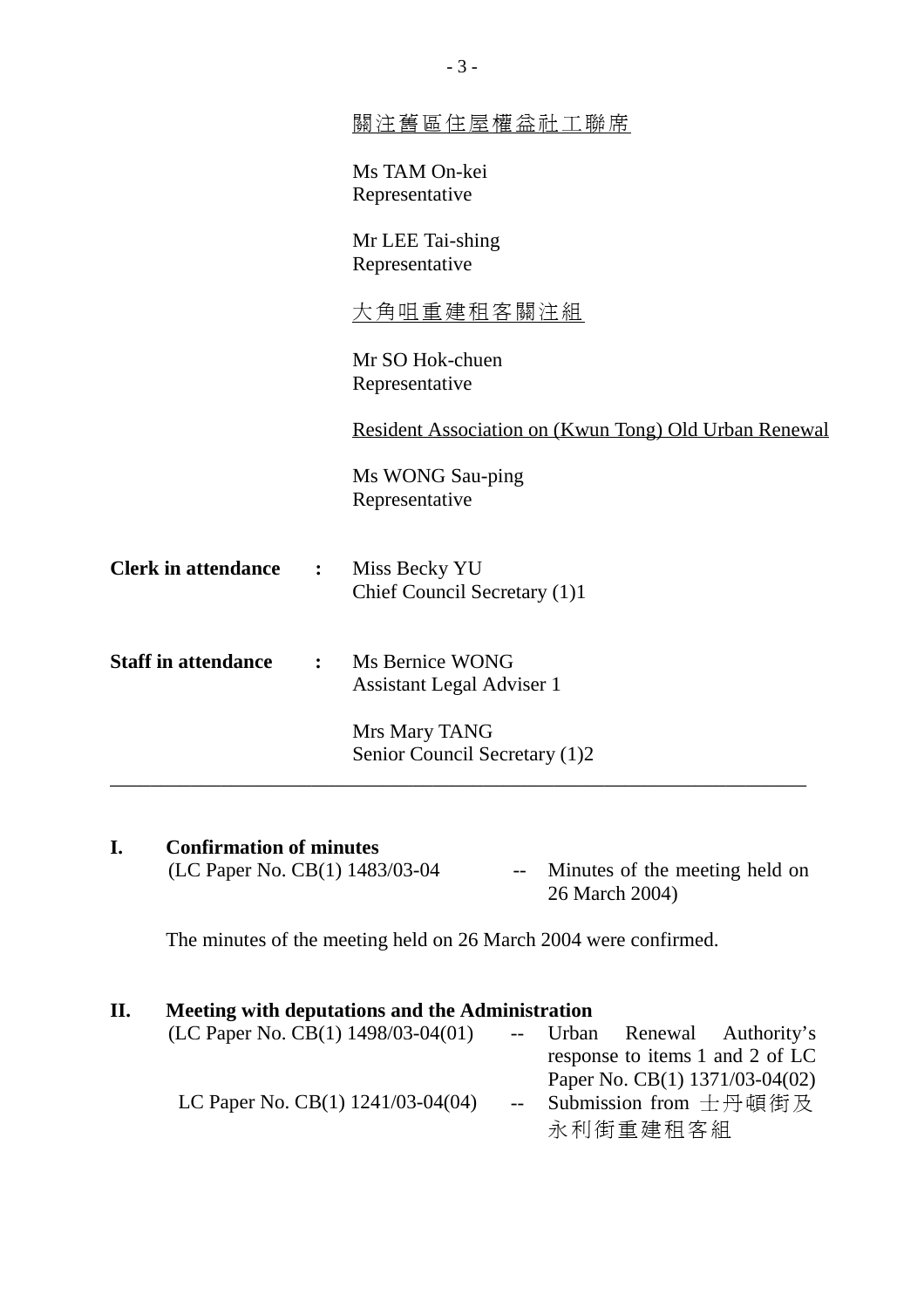<u>關注舊區住屋權益社工聯席</u>

Ms TAM On-kei
Representative

Mr LEE Tai-shing
Representative

<u>大角咀重建租客關注組</u>

Mr SO Hok-chuen
Representative

<u>Resident Association on (Kwun Tong) Old Urban Renewal</u>

Ms WONG Sau-ping
Representative

**Clerk in attendance** : Miss Becky YU
Chief Council Secretary (1)1

**Staff in attendance** : Ms Bernice WONG
Assistant Legal Adviser 1

Mrs Mary TANG
Senior Council Secretary (1)2

---

## I. Confirmation of minutes

(LC Paper No. CB(1) 1483/03-04 -- Minutes of the meeting held on 26 March 2004)

The minutes of the meeting held on 26 March 2004 were confirmed.

## II. Meeting with deputations and the Administration

(LC Paper No. CB(1) 1498/03-04(01) -- Urban Renewal Authority's response to items 1 and 2 of LC Paper No. CB(1) 1371/03-04(02)

LC Paper No. CB(1) 1241/03-04(04) -- Submission from 士丹頓街及永利街重建租客組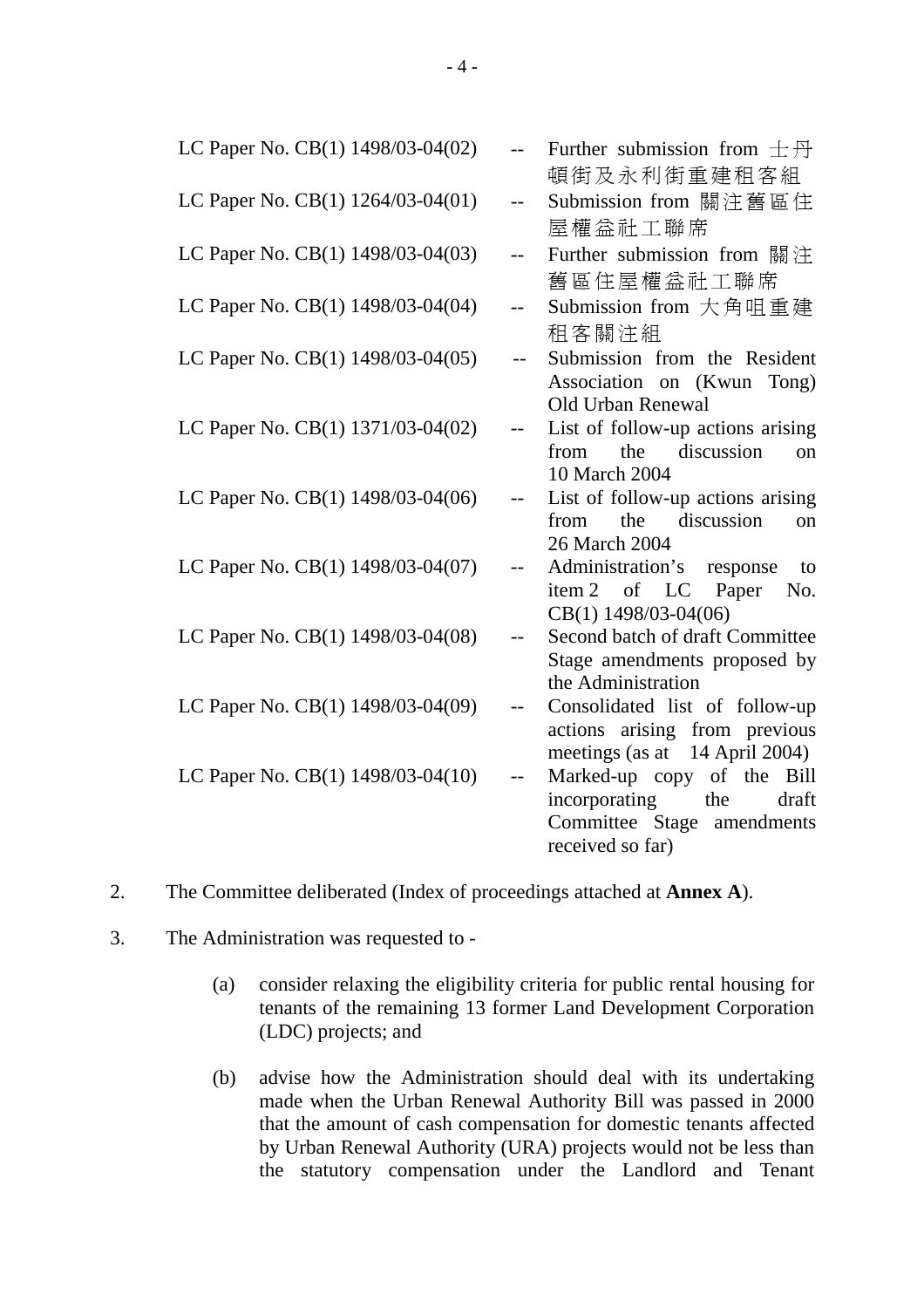| | | |
|---|---|---|
| LC Paper No. CB(1) 1498/03-04(02) | -- | Further submission from 士丹頓街及永利街重建租客組 |
| LC Paper No. CB(1) 1264/03-04(01) | -- | Submission from 關注舊區住屋權益社工聯席 |
| LC Paper No. CB(1) 1498/03-04(03) | -- | Further submission from 關注舊區住屋權益社工聯席 |
| LC Paper No. CB(1) 1498/03-04(04) | -- | Submission from 大角咀重建租客關注組 |
| LC Paper No. CB(1) 1498/03-04(05) | -- | Submission from the Resident Association on (Kwun Tong) Old Urban Renewal |
| LC Paper No. CB(1) 1371/03-04(02) | -- | List of follow-up actions arising from the discussion on 10 March 2004 |
| LC Paper No. CB(1) 1498/03-04(06) | -- | List of follow-up actions arising from the discussion on 26 March 2004 |
| LC Paper No. CB(1) 1498/03-04(07) | -- | Administration's response to item 2 of LC Paper No. CB(1) 1498/03-04(06) |
| LC Paper No. CB(1) 1498/03-04(08) | -- | Second batch of draft Committee Stage amendments proposed by the Administration |
| LC Paper No. CB(1) 1498/03-04(09) | -- | Consolidated list of follow-up actions arising from previous meetings (as at 14 April 2004) |
| LC Paper No. CB(1) 1498/03-04(10) | -- | Marked-up copy of the Bill incorporating the draft Committee Stage amendments received so far) |

2. The Committee deliberated (Index of proceedings attached at **Annex A**).

3. The Administration was requested to -

(a) consider relaxing the eligibility criteria for public rental housing for tenants of the remaining 13 former Land Development Corporation (LDC) projects; and

(b) advise how the Administration should deal with its undertaking made when the Urban Renewal Authority Bill was passed in 2000 that the amount of cash compensation for domestic tenants affected by Urban Renewal Authority (URA) projects would not be less than the statutory compensation under the Landlord and Tenant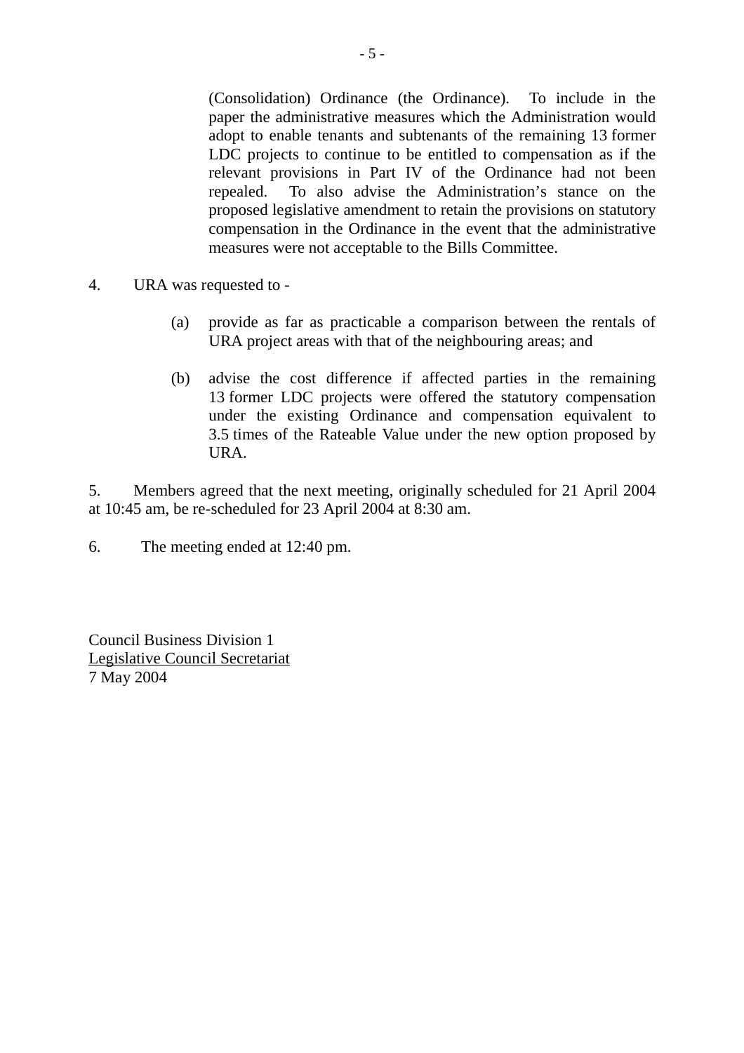(Consolidation) Ordinance (the Ordinance). To include in the paper the administrative measures which the Administration would adopt to enable tenants and subtenants of the remaining 13 former LDC projects to continue to be entitled to compensation as if the relevant provisions in Part IV of the Ordinance had not been repealed. To also advise the Administration's stance on the proposed legislative amendment to retain the provisions on statutory compensation in the Ordinance in the event that the administrative measures were not acceptable to the Bills Committee.

4. URA was requested to -

(a) provide as far as practicable a comparison between the rentals of URA project areas with that of the neighbouring areas; and

(b) advise the cost difference if affected parties in the remaining 13 former LDC projects were offered the statutory compensation under the existing Ordinance and compensation equivalent to 3.5 times of the Rateable Value under the new option proposed by URA.

5. Members agreed that the next meeting, originally scheduled for 21 April 2004 at 10:45 am, be re-scheduled for 23 April 2004 at 8:30 am.

6. The meeting ended at 12:40 pm.

Council Business Division 1
Legislative Council Secretariat
7 May 2004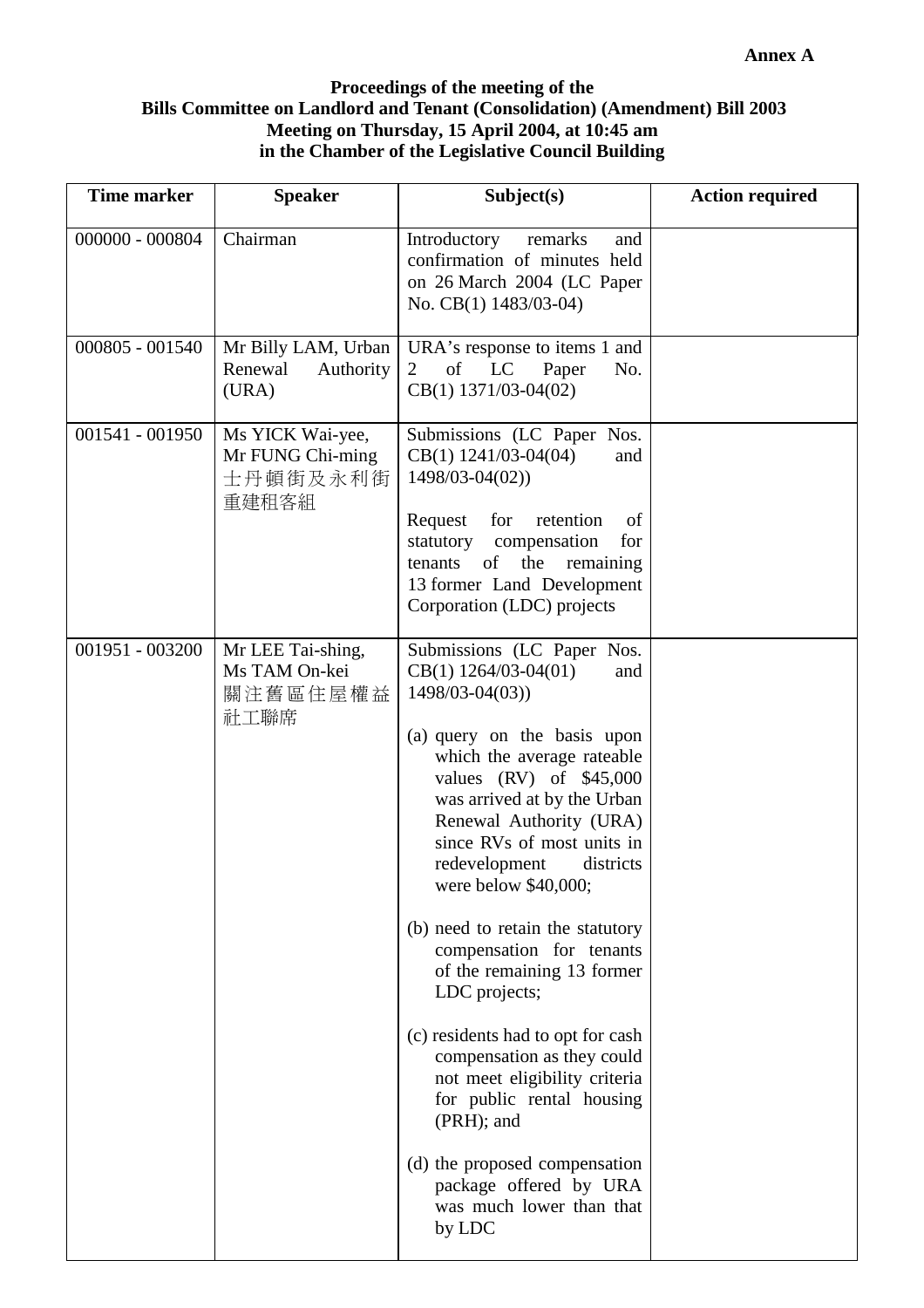**Annex A**

**Proceedings of the meeting of the Bills Committee on Landlord and Tenant (Consolidation) (Amendment) Bill 2003 Meeting on Thursday, 15 April 2004, at 10:45 am in the Chamber of the Legislative Council Building**

| Time marker | Speaker | Subject(s) | Action required |
|---|---|---|---|
| 000000 - 000804 | Chairman | Introductory remarks and confirmation of minutes held on 26 March 2004 (LC Paper No. CB(1) 1483/03-04) | |
| 000805 - 001540 | Mr Billy LAM, Urban Renewal Authority (URA) | URA's response to items 1 and 2 of LC Paper No. CB(1) 1371/03-04(02) | |
| 001541 - 001950 | Ms YICK Wai-yee, Mr FUNG Chi-ming 士丹頓街及永利街重建租客組 | Submissions (LC Paper Nos. CB(1) 1241/03-04(04) and 1498/03-04(02))<br><br>Request for retention of statutory compensation for tenants of the remaining 13 former Land Development Corporation (LDC) projects | |
| 001951 - 003200 | Mr LEE Tai-shing, Ms TAM On-kei 關注舊區住屋權益社工聯席 | Submissions (LC Paper Nos. CB(1) 1264/03-04(01) and 1498/03-04(03))<br><br>(a) query on the basis upon which the average rateable values (RV) of $45,000 was arrived at by the Urban Renewal Authority (URA) since RVs of most units in redevelopment districts were below $40,000;<br><br>(b) need to retain the statutory compensation for tenants of the remaining 13 former LDC projects;<br><br>(c) residents had to opt for cash compensation as they could not meet eligibility criteria for public rental housing (PRH); and<br><br>(d) the proposed compensation package offered by URA was much lower than that by LDC | |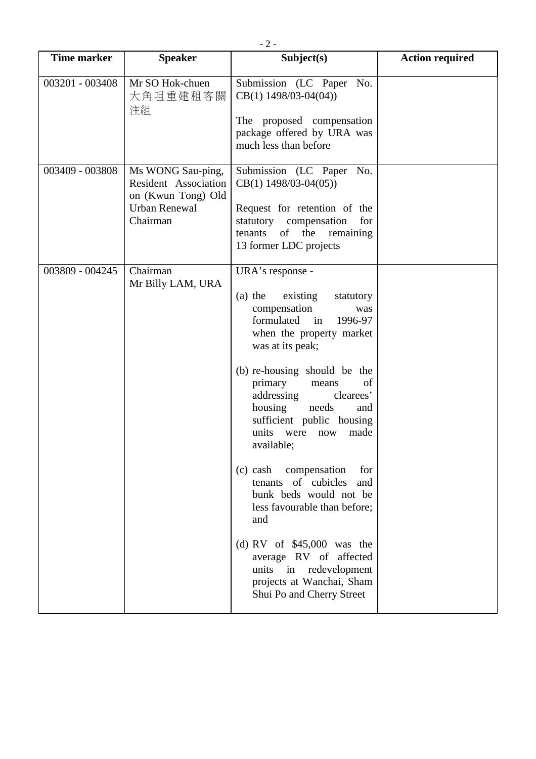| Time marker | Speaker | Subject(s) | Action required |
|---|---|---|---|
| 003201 - 003408 | Mr SO Hok-chuen 大角咀重建租客關注組 | Submission (LC Paper No. CB(1) 1498/03-04(04))<br><br>The proposed compensation package offered by URA was much less than before | |
| 003409 - 003808 | Ms WONG Sau-ping, Resident Association on (Kwun Tong) Old Urban Renewal Chairman | Submission (LC Paper No. CB(1) 1498/03-04(05))<br><br>Request for retention of the statutory compensation for tenants of the remaining 13 former LDC projects | |
| 003809 - 004245 | Chairman<br>Mr Billy LAM, URA | URA's response -<br><br>(a) the existing statutory compensation was formulated in 1996-97 when the property market was at its peak;<br><br>(b) re-housing should be the primary means of addressing clearees' housing needs and sufficient public housing units were now made available;<br><br>(c) cash compensation for tenants of cubicles and bunk beds would not be less favourable than before; and<br><br>(d) RV of $45,000 was the average RV of affected units in redevelopment projects at Wanchai, Sham Shui Po and Cherry Street | |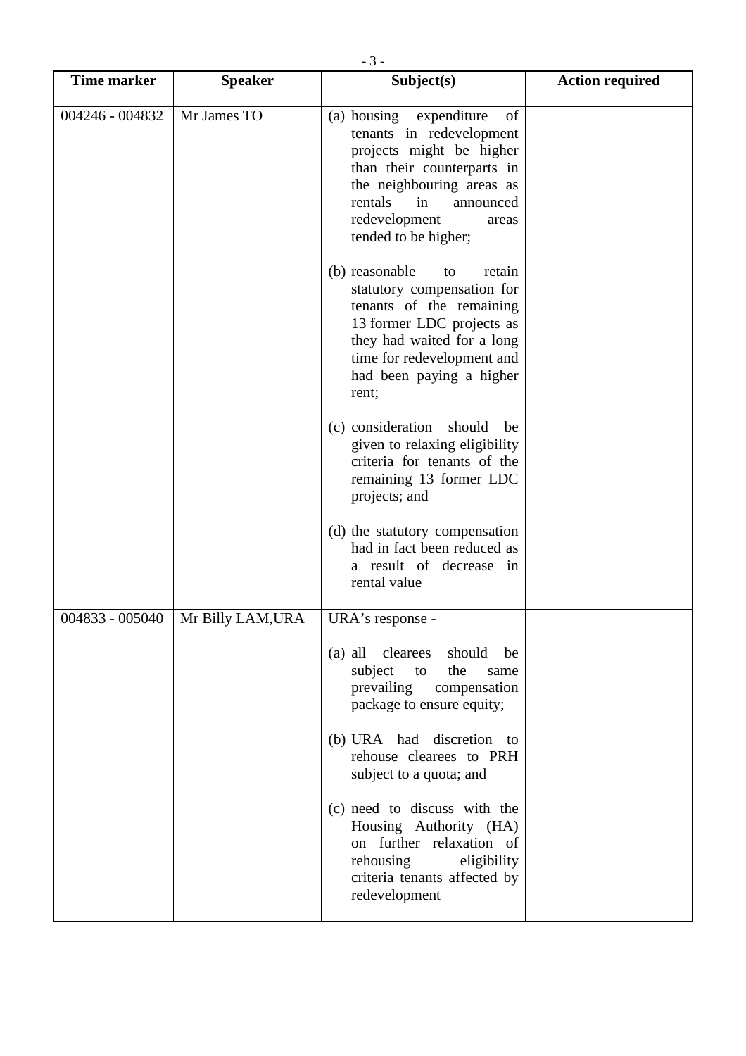| Time marker | Speaker | Subject(s) | Action required |
|---|---|---|---|
| 004246 - 004832 | Mr James TO | (a) housing expenditure of tenants in redevelopment projects might be higher than their counterparts in the neighbouring areas as rentals in announced redevelopment areas tended to be higher;<br><br>(b) reasonable to retain statutory compensation for tenants of the remaining 13 former LDC projects as they had waited for a long time for redevelopment and had been paying a higher rent;<br><br>(c) consideration should be given to relaxing eligibility criteria for tenants of the remaining 13 former LDC projects; and<br><br>(d) the statutory compensation had in fact been reduced as a result of decrease in rental value | |
| 004833 - 005040 | Mr Billy LAM,URA | URA's response -<br><br>(a) all clearees should be subject to the same prevailing compensation package to ensure equity;<br><br>(b) URA had discretion to rehouse clearees to PRH subject to a quota; and<br><br>(c) need to discuss with the Housing Authority (HA) on further relaxation of rehousing eligibility criteria tenants affected by redevelopment | |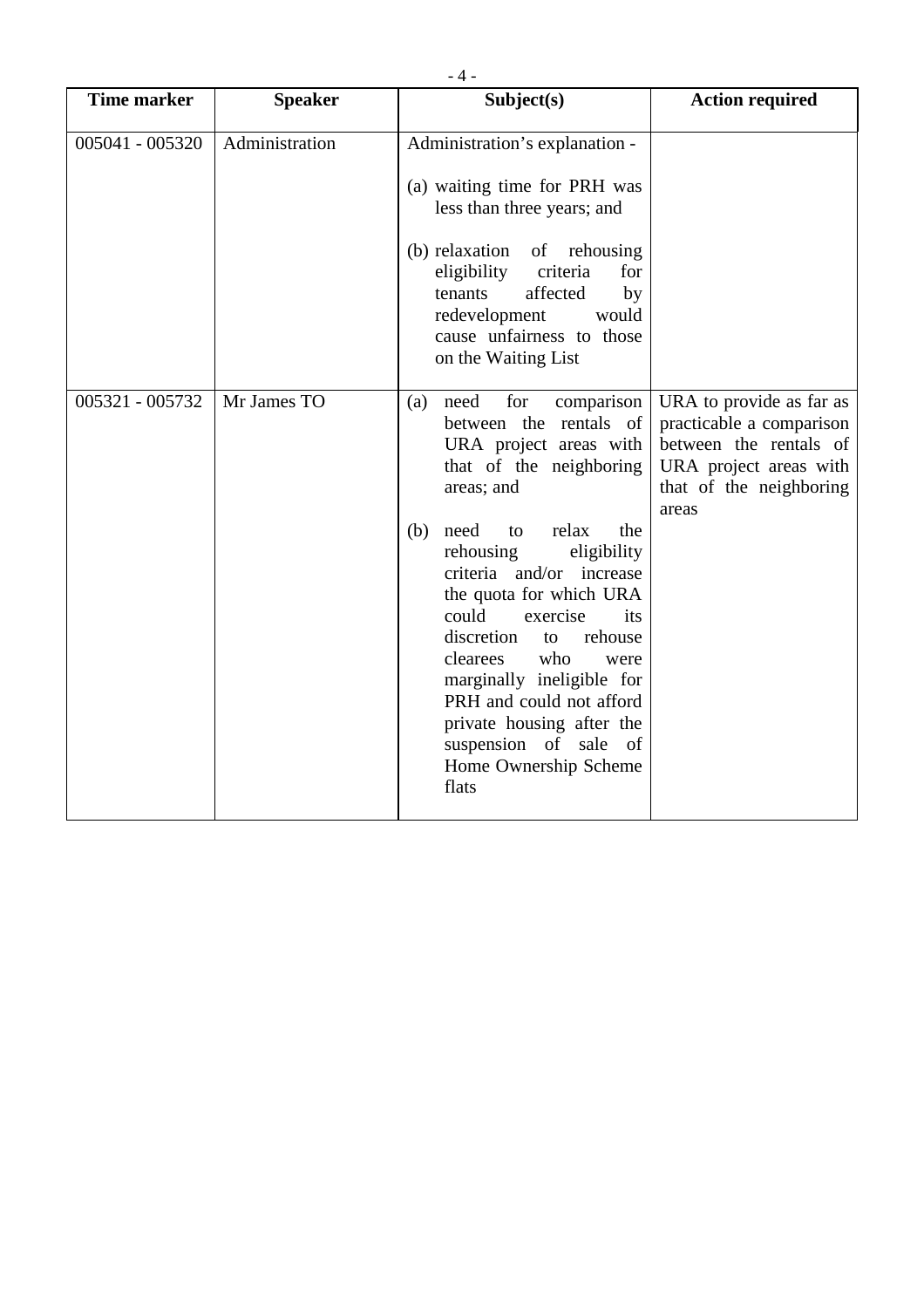| Time marker | Speaker | Subject(s) | Action required |
|---|---|---|---|
| 005041 - 005320 | Administration | Administration's explanation -<br><br>(a) waiting time for PRH was less than three years; and<br><br>(b) relaxation of rehousing eligibility criteria for tenants affected by redevelopment would cause unfairness to those on the Waiting List | |
| 005321 - 005732 | Mr James TO | (a) need for comparison between the rentals of URA project areas with that of the neighboring areas; and<br><br>(b) need to relax the rehousing eligibility criteria and/or increase the quota for which URA could exercise its discretion to rehouse clearees who were marginally ineligible for PRH and could not afford private housing after the suspension of sale of Home Ownership Scheme flats | URA to provide as far as practicable a comparison between the rentals of URA project areas with that of the neighboring areas |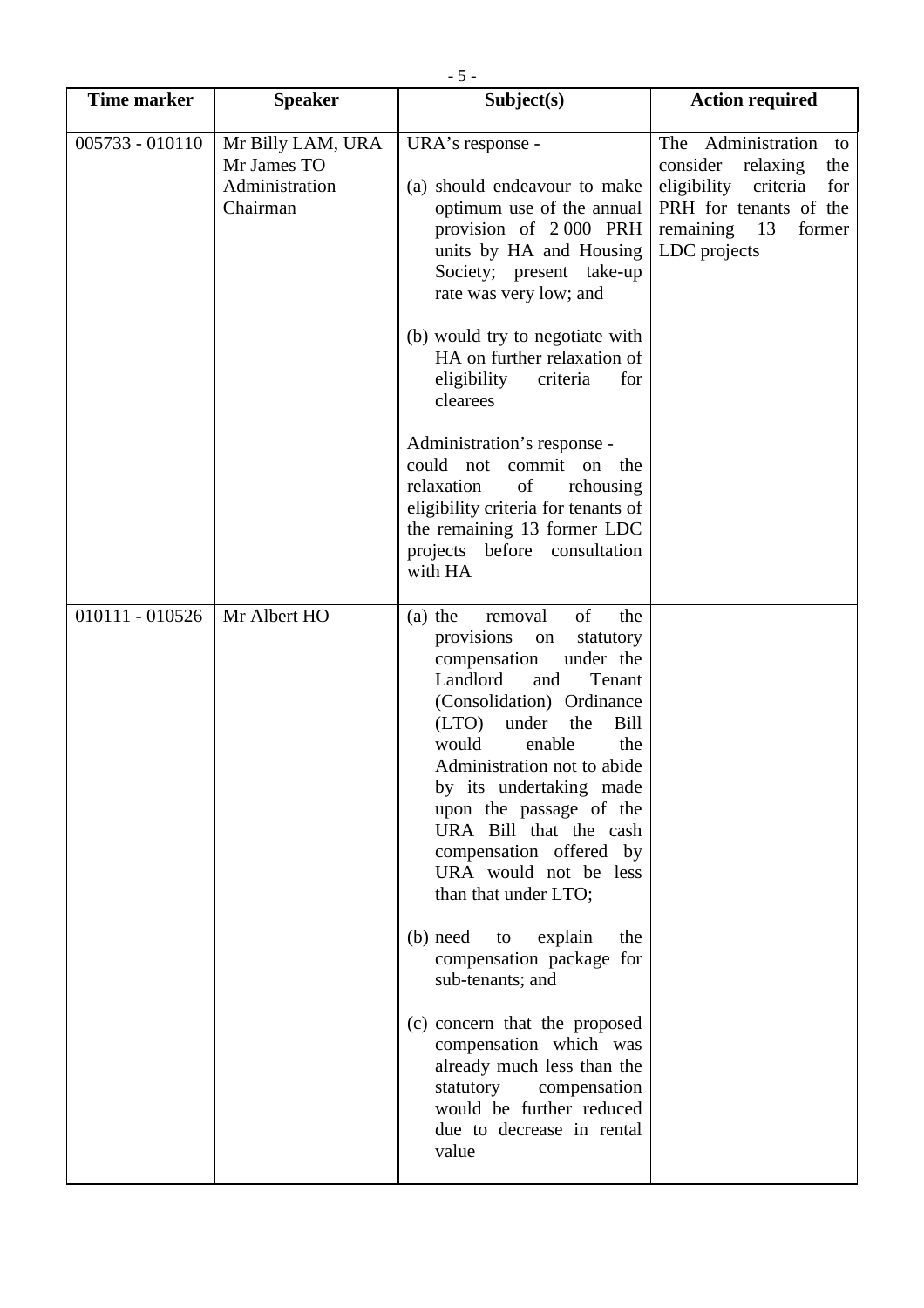| Time marker | Speaker | Subject(s) | Action required |
| --- | --- | --- | --- |
| 005733 - 010110 | Mr Billy LAM, URA<br>Mr James TO<br>Administration<br>Chairman | URA's response -<br><br>(a) should endeavour to make optimum use of the annual provision of 2 000 PRH units by HA and Housing Society; present take-up rate was very low; and<br><br>(b) would try to negotiate with HA on further relaxation of eligibility criteria for clearees<br><br>Administration's response -<br>could not commit on the relaxation of rehousing eligibility criteria for tenants of the remaining 13 former LDC projects before consultation with HA | The Administration to consider relaxing the eligibility criteria for PRH for tenants of the remaining 13 former LDC projects |
| 010111 - 010526 | Mr Albert HO | (a) the removal of the provisions on statutory compensation under the Landlord and Tenant (Consolidation) Ordinance (LTO) under the Bill would enable the Administration not to abide by its undertaking made upon the passage of the URA Bill that the cash compensation offered by URA would not be less than that under LTO;<br><br>(b) need to explain the compensation package for sub-tenants; and<br><br>(c) concern that the proposed compensation which was already much less than the statutory compensation would be further reduced due to decrease in rental value | |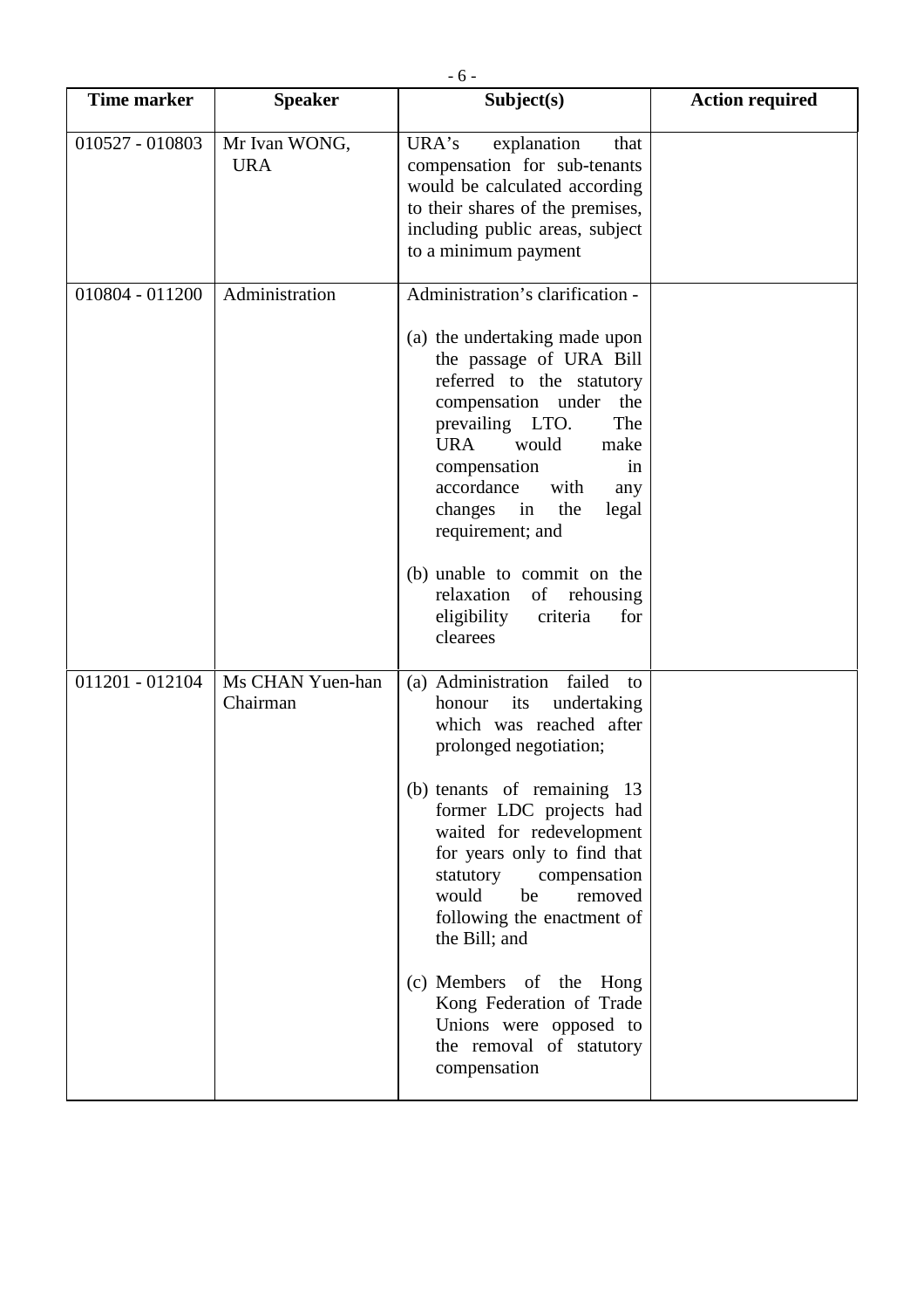| Time marker | Speaker | Subject(s) | Action required |
|---|---|---|---|
| 010527 - 010803 | Mr Ivan WONG, URA | URA's explanation that compensation for sub-tenants would be calculated according to their shares of the premises, including public areas, subject to a minimum payment | |
| 010804 - 011200 | Administration | Administration's clarification - <br><br> (a) the undertaking made upon the passage of URA Bill referred to the statutory compensation under the prevailing LTO. The URA would make compensation in accordance with any changes in the legal requirement; and <br><br> (b) unable to commit on the relaxation of rehousing eligibility criteria for clearees | |
| 011201 - 012104 | Ms CHAN Yuen-han Chairman | (a) Administration failed to honour its undertaking which was reached after prolonged negotiation; <br><br> (b) tenants of remaining 13 former LDC projects had waited for redevelopment for years only to find that statutory compensation would be removed following the enactment of the Bill; and <br><br> (c) Members of the Hong Kong Federation of Trade Unions were opposed to the removal of statutory compensation | |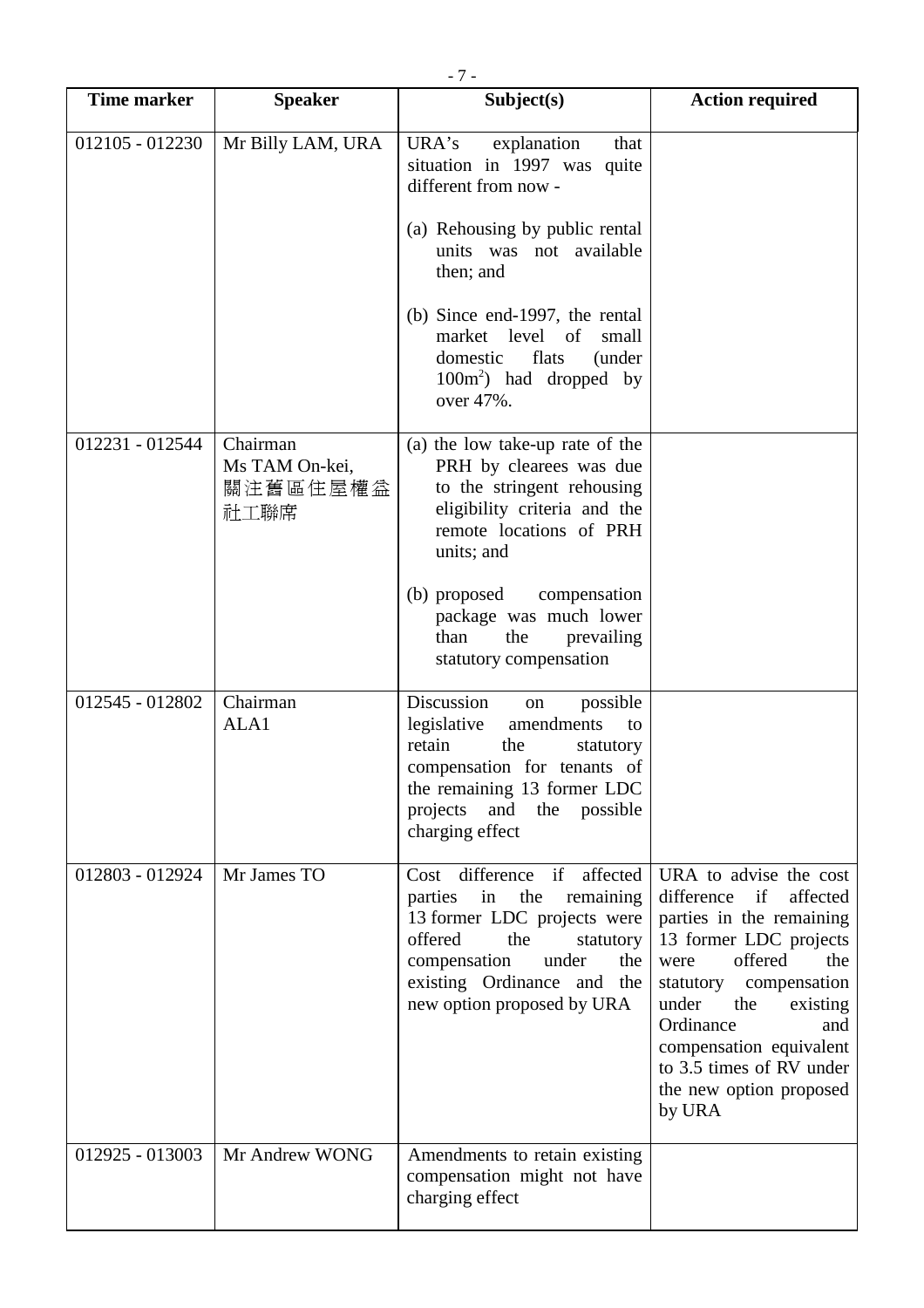| Time marker | Speaker | Subject(s) | Action required |
|---|---|---|---|
| 012105 - 012230 | Mr Billy LAM, URA | URA's explanation that situation in 1997 was quite different from now -<br><br>(a) Rehousing by public rental units was not available then; and<br><br>(b) Since end-1997, the rental market level of small domestic flats (under $100m^2$) had dropped by over 47%. | |
| 012231 - 012544 | Chairman<br>Ms TAM On-kei, 關注舊區住屋權益社工聯席 | (a) the low take-up rate of the PRH by clearees was due to the stringent rehousing eligibility criteria and the remote locations of PRH units; and<br><br>(b) proposed compensation package was much lower than the prevailing statutory compensation | |
| 012545 - 012802 | Chairman<br>ALA1 | Discussion on possible legislative amendments to retain the statutory compensation for tenants of the remaining 13 former LDC projects and the possible charging effect | |
| 012803 - 012924 | Mr James TO | Cost difference if affected parties in the remaining 13 former LDC projects were offered the statutory compensation under the existing Ordinance and the new option proposed by URA | URA to advise the cost difference if affected parties in the remaining 13 former LDC projects were offered the statutory compensation under the existing Ordinance and compensation equivalent to 3.5 times of RV under the new option proposed by URA |
| 012925 - 013003 | Mr Andrew WONG | Amendments to retain existing compensation might not have charging effect | |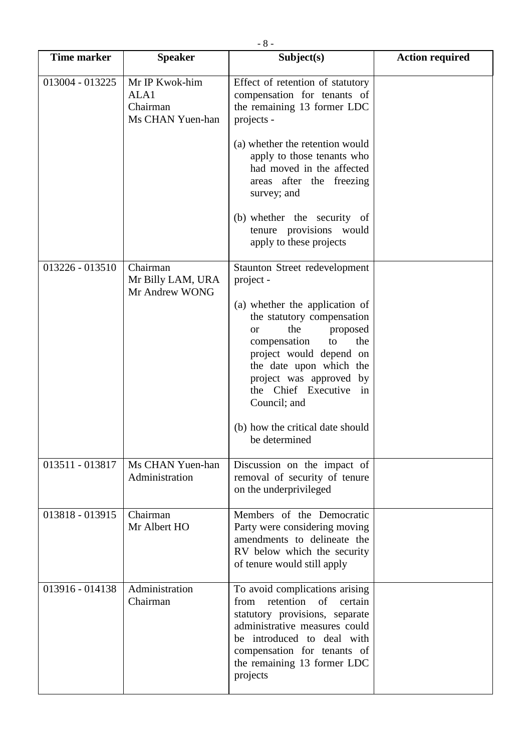| Time marker | Speaker | Subject(s) | Action required |
|---|---|---|---|
| 013004 - 013225 | Mr IP Kwok-him<br>ALA1<br>Chairman<br>Ms CHAN Yuen-han | Effect of retention of statutory compensation for tenants of the remaining 13 former LDC projects -<br><br>(a) whether the retention would apply to those tenants who had moved in the affected areas after the freezing survey; and<br><br>(b) whether the security of tenure provisions would apply to these projects | |
| 013226 - 013510 | Chairman<br>Mr Billy LAM, URA<br>Mr Andrew WONG | Staunton Street redevelopment project -<br><br>(a) whether the application of the statutory compensation or the proposed compensation to the project would depend on the date upon which the project was approved by the Chief Executive in Council; and<br><br>(b) how the critical date should be determined | |
| 013511 - 013817 | Ms CHAN Yuen-han<br>Administration | Discussion on the impact of removal of security of tenure on the underprivileged | |
| 013818 - 013915 | Chairman<br>Mr Albert HO | Members of the Democratic Party were considering moving amendments to delineate the RV below which the security of tenure would still apply | |
| 013916 - 014138 | Administration<br>Chairman | To avoid complications arising from retention of certain statutory provisions, separate administrative measures could be introduced to deal with compensation for tenants of the remaining 13 former LDC projects | |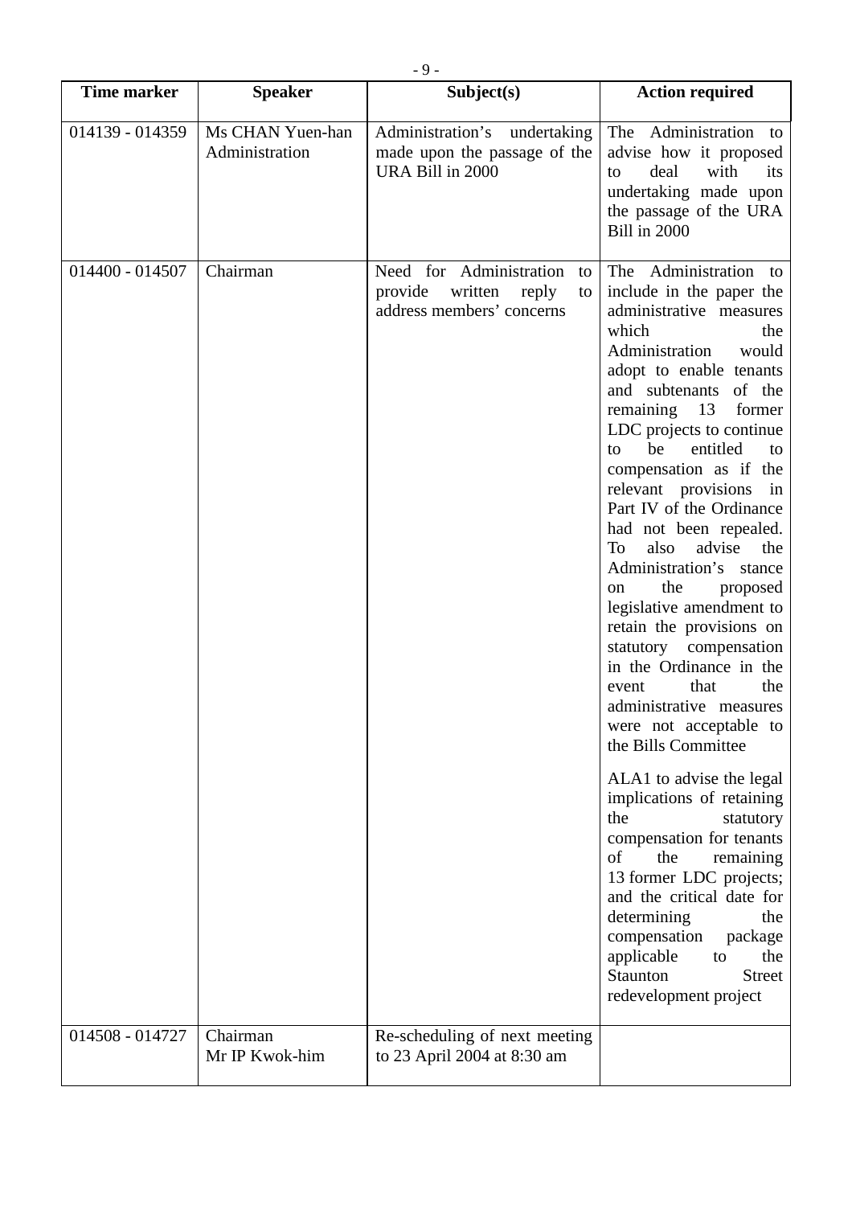| Time marker | Speaker | Subject(s) | Action required |
|---|---|---|---|
| 014139 - 014359 | Ms CHAN Yuen-han<br>Administration | Administration's undertaking made upon the passage of the URA Bill in 2000 | The Administration to advise how it proposed to deal with its undertaking made upon the passage of the URA Bill in 2000 |
| 014400 - 014507 | Chairman | Need for Administration to provide written reply to address members' concerns | The Administration to include in the paper the administrative measures which the Administration would adopt to enable tenants and subtenants of the remaining 13 former LDC projects to continue to be entitled to compensation as if the relevant provisions in Part IV of the Ordinance had not been repealed. To also advise the Administration's stance on the proposed legislative amendment to retain the provisions on statutory compensation in the Ordinance in the event that the administrative measures were not acceptable to the Bills Committee<br><br>ALA1 to advise the legal implications of retaining the statutory compensation for tenants of the remaining 13 former LDC projects; and the critical date for determining the compensation package applicable to the Staunton Street redevelopment project |
| 014508 - 014727 | Chairman<br>Mr IP Kwok-him | Re-scheduling of next meeting to 23 April 2004 at 8:30 am | |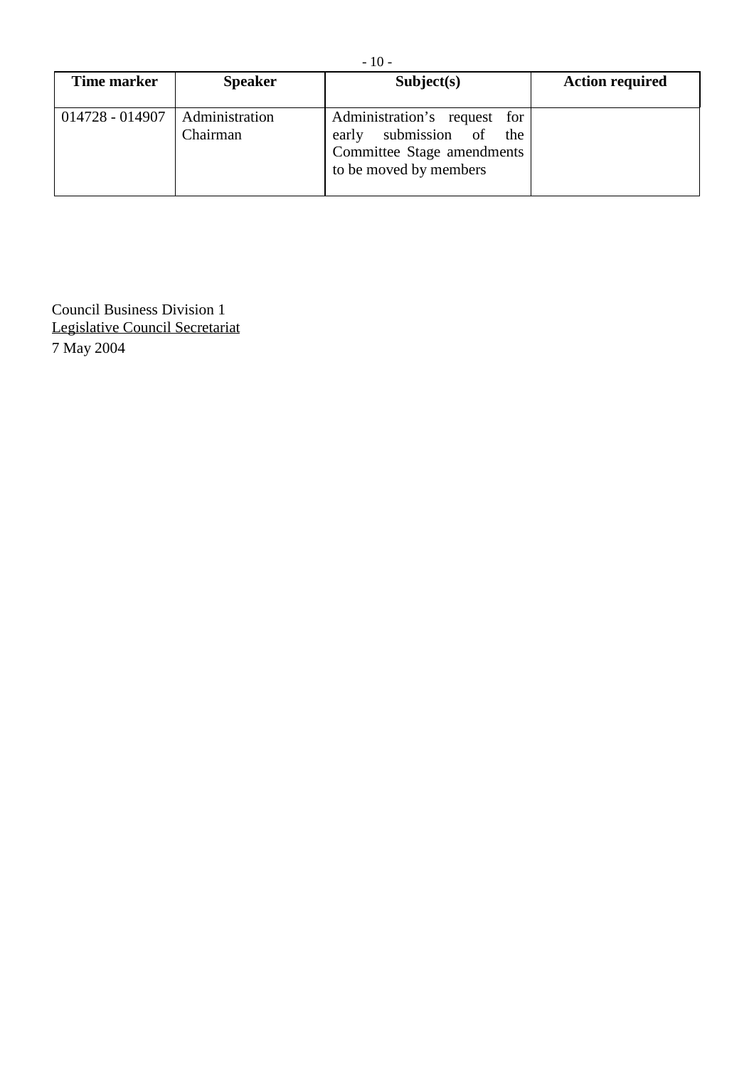| Time marker | Speaker | Subject(s) | Action required |
|---|---|---|---|
| 014728 - 014907 | Administration<br>Chairman | Administration's request for early submission of the Committee Stage amendments to be moved by members | |

Council Business Division 1
Legislative Council Secretariat
7 May 2004